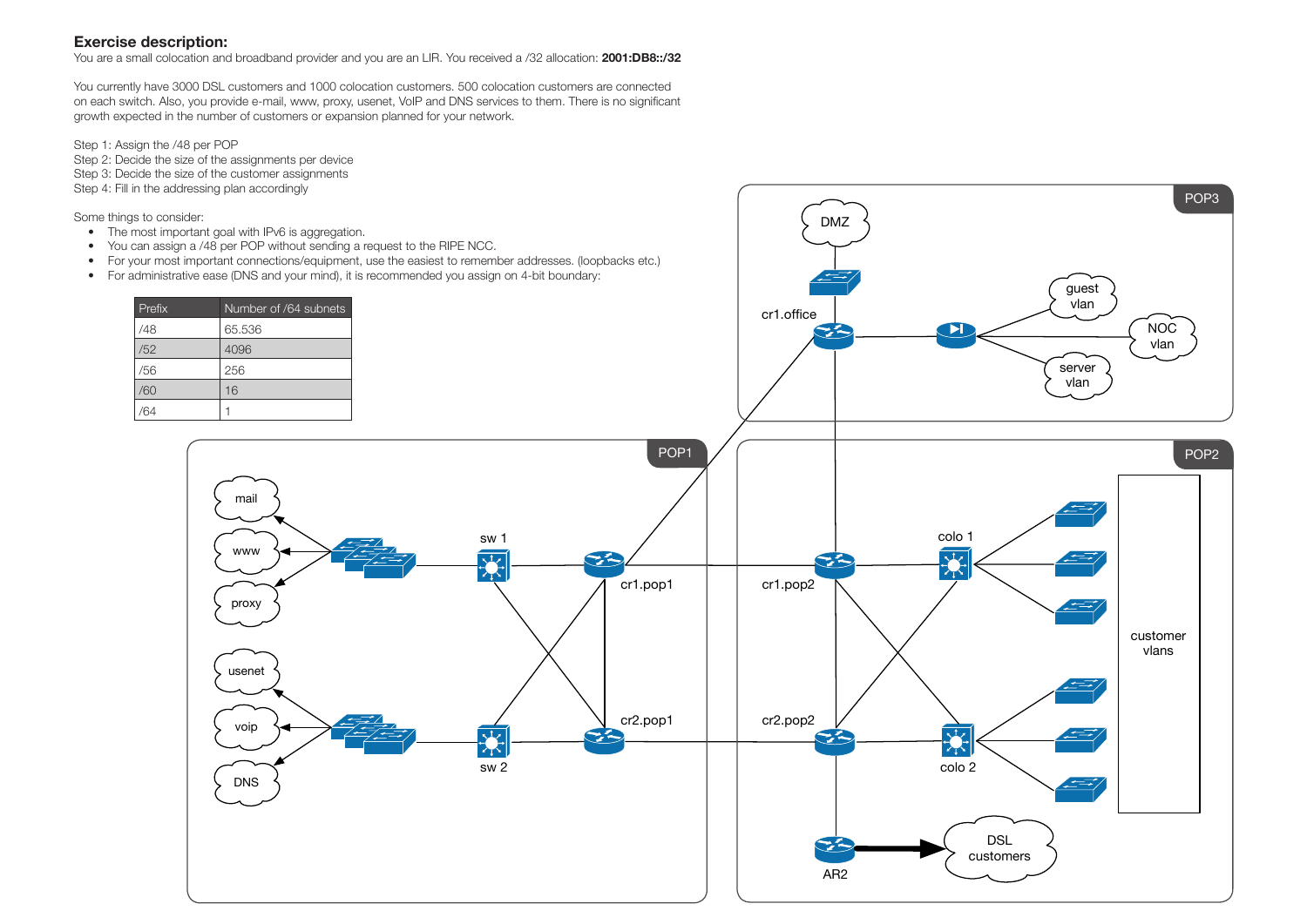## Exercise description:

You are a small colocation and broadband provider and you are an LIR. You received a /32 allocation: **2001:DB8::/32**

You currently have 3000 DSL customers and 1000 colocation customers. 500 colocation customers are connected on each switch. Also, you provide e-mail, www, proxy, usenet, VoIP and DNS services to them. There is no significant growth expected in the number of customers or expansion planned for your network.

Step 1: Assign the /48 per POP
Step 2: Decide the size of the assignments per device
Step 3: Decide the size of the customer assignments
Step 4: Fill in the addressing plan accordingly

Some things to consider:

- The most important goal with IPv6 is aggregation.
- You can assign a /48 per POP without sending a request to the RIPE NCC.
- For your most important connections/equipment, use the easiest to remember addresses. (loopbacks etc.)
- For administrative ease (DNS and your mind), it is recommended you assign on 4-bit boundary:

| Prefix | Number of /64 subnets |
|---|---|
| /48 | 65.536 |
| /52 | 4096 |
| /56 | 256 |
| /60 | 16 |
| /64 | 1 |

POP3: DMZ, cr1.office, guest vlan, NOC vlan, server vlan

POP1: mail, www, proxy, usenet, voip, DNS, sw 1, sw 2, cr1.pop1, cr2.pop1

POP2: cr1.pop2, cr2.pop2, colo 1, colo 2, customer vlans, AR2, DSL customers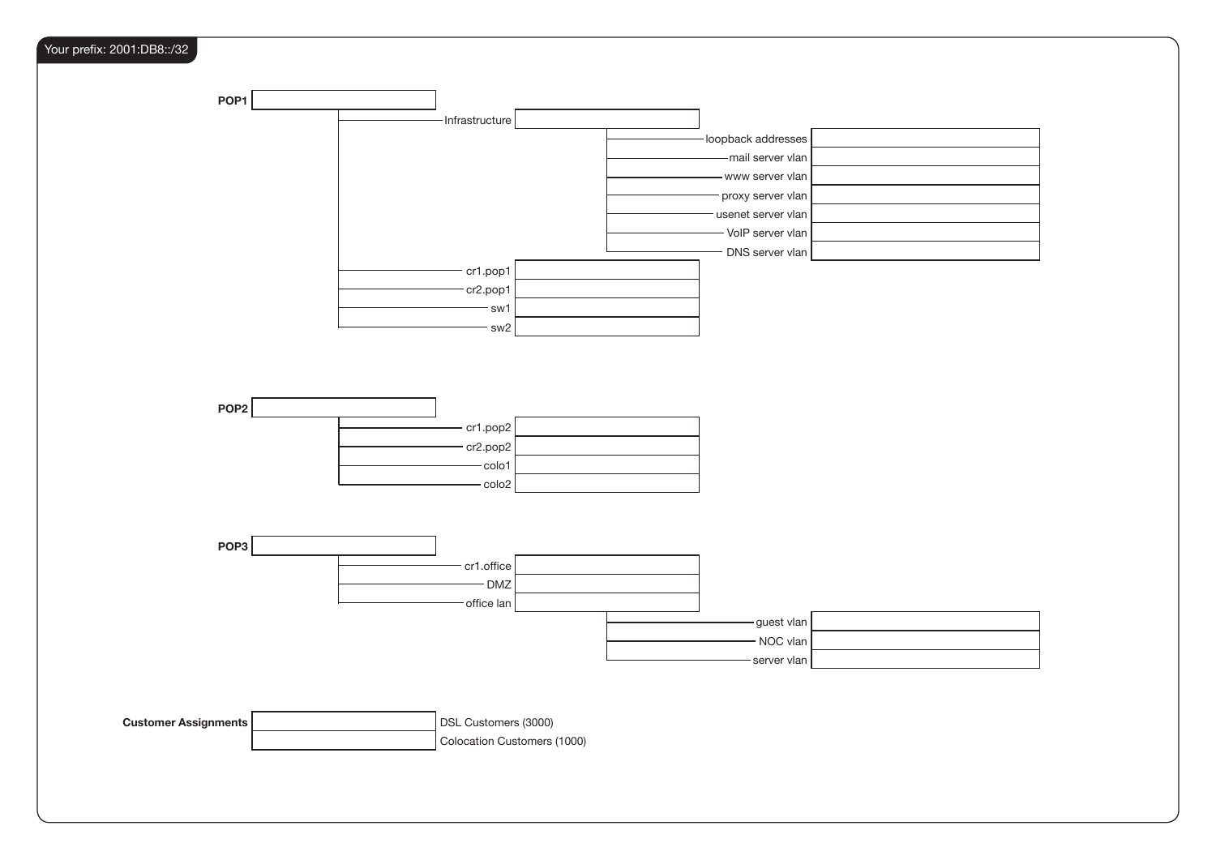Your prefix: 2001:DB8::/32

**POP1**

- Infrastructure
  - loopback addresses
  - mail server vlan
  - www server vlan
  - proxy server vlan
  - usenet server vlan
  - VoIP server vlan
  - DNS server vlan
- cr1.pop1
- cr2.pop1
- sw1
- sw2

**POP2**

- cr1.pop2
- cr2.pop2
- colo1
- colo2

**POP3**

- cr1.office
- DMZ
- office lan
  - guest vlan
  - NOC vlan
  - server vlan

**Customer Assignments**

- DSL Customers (3000)
- Colocation Customers (1000)